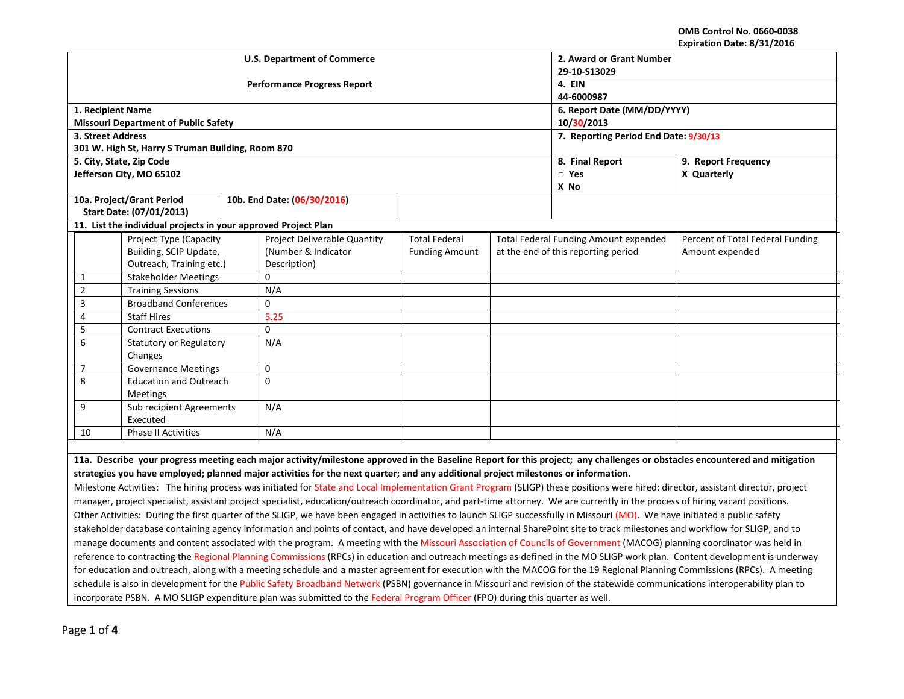OMB Control No. 0660-0038
Expiration Date: 8/31/2016

| U.S. Department of Commerce<br>Performance Progress Report | | 2. Award or Grant Number<br>29-10-S13029<br>4. EIN<br>44-6000987 | |
|---|---|---|---|
| 1. Recipient Name<br>Missouri Department of Public Safety | | 6. Report Date (MM/DD/YYYY)<br>10/30/2013 | |
| 3. Street Address<br>301 W. High St, Harry S Truman Building, Room 870 | | 7. Reporting Period End Date: 9/30/13 | |
| 5. City, State, Zip Code<br>Jefferson City, MO 65102 | | 8. Final Report<br>□ Yes<br>X No | 9. Report Frequency<br>X Quarterly |
| 10a. Project/Grant Period<br>Start Date: (07/01/2013) | 10b. End Date: (06/30/2016) | | |

**11. List the individual projects in your approved Project Plan**

| | Project Type (Capacity Building, SCIP Update, Outreach, Training etc.) | Project Deliverable Quantity (Number & Indicator Description) | Total Federal Funding Amount | Total Federal Funding Amount expended at the end of this reporting period | Percent of Total Federal Funding Amount expended |
|---|---|---|---|---|---|
| 1 | Stakeholder Meetings | 0 | | | |
| 2 | Training Sessions | N/A | | | |
| 3 | Broadband Conferences | 0 | | | |
| 4 | Staff Hires | 5.25 | | | |
| 5 | Contract Executions | 0 | | | |
| 6 | Statutory or Regulatory Changes | N/A | | | |
| 7 | Governance Meetings | 0 | | | |
| 8 | Education and Outreach Meetings | 0 | | | |
| 9 | Sub recipient Agreements Executed | N/A | | | |
| 10 | Phase II Activities | N/A | | | |

**11a. Describe your progress meeting each major activity/milestone approved in the Baseline Report for this project; any challenges or obstacles encountered and mitigation strategies you have employed; planned major activities for the next quarter; and any additional project milestones or information.**

Milestone Activities: The hiring process was initiated for State and Local Implementation Grant Program (SLIGP) these positions were hired: director, assistant director, project manager, project specialist, assistant project specialist, education/outreach coordinator, and part-time attorney. We are currently in the process of hiring vacant positions.

Other Activities: During the first quarter of the SLIGP, we have been engaged in activities to launch SLIGP successfully in Missouri (MO). We have initiated a public safety stakeholder database containing agency information and points of contact, and have developed an internal SharePoint site to track milestones and workflow for SLIGP, and to manage documents and content associated with the program. A meeting with the Missouri Association of Councils of Government (MACOG) planning coordinator was held in reference to contracting the Regional Planning Commissions (RPCs) in education and outreach meetings as defined in the MO SLIGP work plan. Content development is underway for education and outreach, along with a meeting schedule and a master agreement for execution with the MACOG for the 19 Regional Planning Commissions (RPCs). A meeting schedule is also in development for the Public Safety Broadband Network (PSBN) governance in Missouri and revision of the statewide communications interoperability plan to incorporate PSBN. A MO SLIGP expenditure plan was submitted to the Federal Program Officer (FPO) during this quarter as well.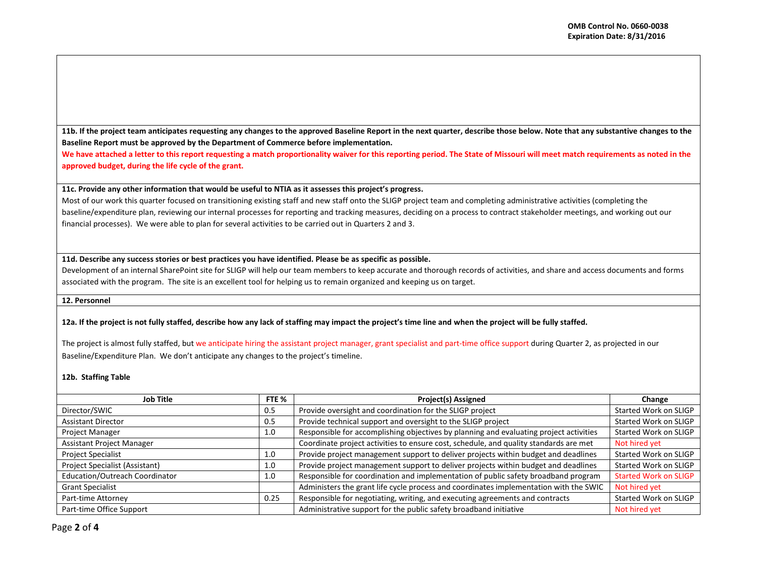**11b. If the project team anticipates requesting any changes to the approved Baseline Report in the next quarter, describe those below. Note that any substantive changes to the Baseline Report must be approved by the Department of Commerce before implementation.**

**We have attached a letter to this report requesting a match proportionality waiver for this reporting period. The State of Missouri will meet match requirements as noted in the approved budget, during the life cycle of the grant.**

**11c. Provide any other information that would be useful to NTIA as it assesses this project's progress.**

Most of our work this quarter focused on transitioning existing staff and new staff onto the SLIGP project team and completing administrative activities (completing the baseline/expenditure plan, reviewing our internal processes for reporting and tracking measures, deciding on a process to contract stakeholder meetings, and working out our financial processes). We were able to plan for several activities to be carried out in Quarters 2 and 3.

**11d. Describe any success stories or best practices you have identified. Please be as specific as possible.**

Development of an internal SharePoint site for SLIGP will help our team members to keep accurate and thorough records of activities, and share and access documents and forms associated with the program. The site is an excellent tool for helping us to remain organized and keeping us on target.

**12. Personnel**

**12a. If the project is not fully staffed, describe how any lack of staffing may impact the project's time line and when the project will be fully staffed.**

The project is almost fully staffed, but we anticipate hiring the assistant project manager, grant specialist and part-time office support during Quarter 2, as projected in our Baseline/Expenditure Plan. We don't anticipate any changes to the project's timeline.

**12b. Staffing Table**

| Job Title | FTE % | Project(s) Assigned | Change |
|---|---|---|---|
| Director/SWIC | 0.5 | Provide oversight and coordination for the SLIGP project | Started Work on SLIGP |
| Assistant Director | 0.5 | Provide technical support and oversight to the SLIGP project | Started Work on SLIGP |
| Project Manager | 1.0 | Responsible for accomplishing objectives by planning and evaluating project activities | Started Work on SLIGP |
| Assistant Project Manager | | Coordinate project activities to ensure cost, schedule, and quality standards are met | Not hired yet |
| Project Specialist | 1.0 | Provide project management support to deliver projects within budget and deadlines | Started Work on SLIGP |
| Project Specialist (Assistant) | 1.0 | Provide project management support to deliver projects within budget and deadlines | Started Work on SLIGP |
| Education/Outreach Coordinator | 1.0 | Responsible for coordination and implementation of public safety broadband program | Started Work on SLIGP |
| Grant Specialist | | Administers the grant life cycle process and coordinates implementation with the SWIC | Not hired yet |
| Part-time Attorney | 0.25 | Responsible for negotiating, writing, and executing agreements and contracts | Started Work on SLIGP |
| Part-time Office Support | | Administrative support for the public safety broadband initiative | Not hired yet |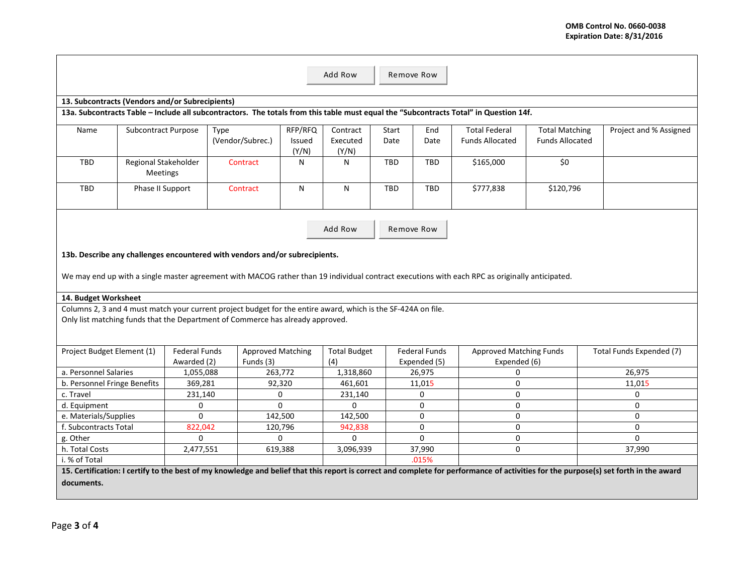Add Row | Remove Row

### 13. Subcontracts (Vendors and/or Subrecipients)

**13a. Subcontracts Table – Include all subcontractors. The totals from this table must equal the "Subcontracts Total" in Question 14f.**

| Name | Subcontract Purpose | Type (Vendor/Subrec.) | RFP/RFQ Issued (Y/N) | Contract Executed (Y/N) | Start Date | End Date | Total Federal Funds Allocated | Total Matching Funds Allocated | Project and % Assigned |
|---|---|---|---|---|---|---|---|---|---|
| TBD | Regional Stakeholder Meetings | Contract | N | N | TBD | TBD | $165,000 | $0 | |
| TBD | Phase II Support | Contract | N | N | TBD | TBD | $777,838 | $120,796 | |

Add Row | Remove Row

**13b. Describe any challenges encountered with vendors and/or subrecipients.**

We may end up with a single master agreement with MACOG rather than 19 individual contract executions with each RPC as originally anticipated.

### 14. Budget Worksheet

Columns 2, 3 and 4 must match your current project budget for the entire award, which is the SF-424A on file.
Only list matching funds that the Department of Commerce has already approved.

| Project Budget Element (1) | Federal Funds Awarded (2) | Approved Matching Funds (3) | Total Budget (4) | Federal Funds Expended (5) | Approved Matching Funds Expended (6) | Total Funds Expended (7) |
|---|---|---|---|---|---|---|
| a. Personnel Salaries | 1,055,088 | 263,772 | 1,318,860 | 26,975 | 0 | 26,975 |
| b. Personnel Fringe Benefits | 369,281 | 92,320 | 461,601 | 11,015 | 0 | 11,015 |
| c. Travel | 231,140 | 0 | 231,140 | 0 | 0 | 0 |
| d. Equipment | 0 | 0 | 0 | 0 | 0 | 0 |
| e. Materials/Supplies | 0 | 142,500 | 142,500 | 0 | 0 | 0 |
| f. Subcontracts Total | 822,042 | 120,796 | 942,838 | 0 | 0 | 0 |
| g. Other | 0 | 0 | 0 | 0 | 0 | 0 |
| h. Total Costs | 2,477,551 | 619,388 | 3,096,939 | 37,990 | 0 | 37,990 |
| i. % of Total | | | | .015% | | |

**15. Certification: I certify to the best of my knowledge and belief that this report is correct and complete for performance of activities for the purpose(s) set forth in the award documents.**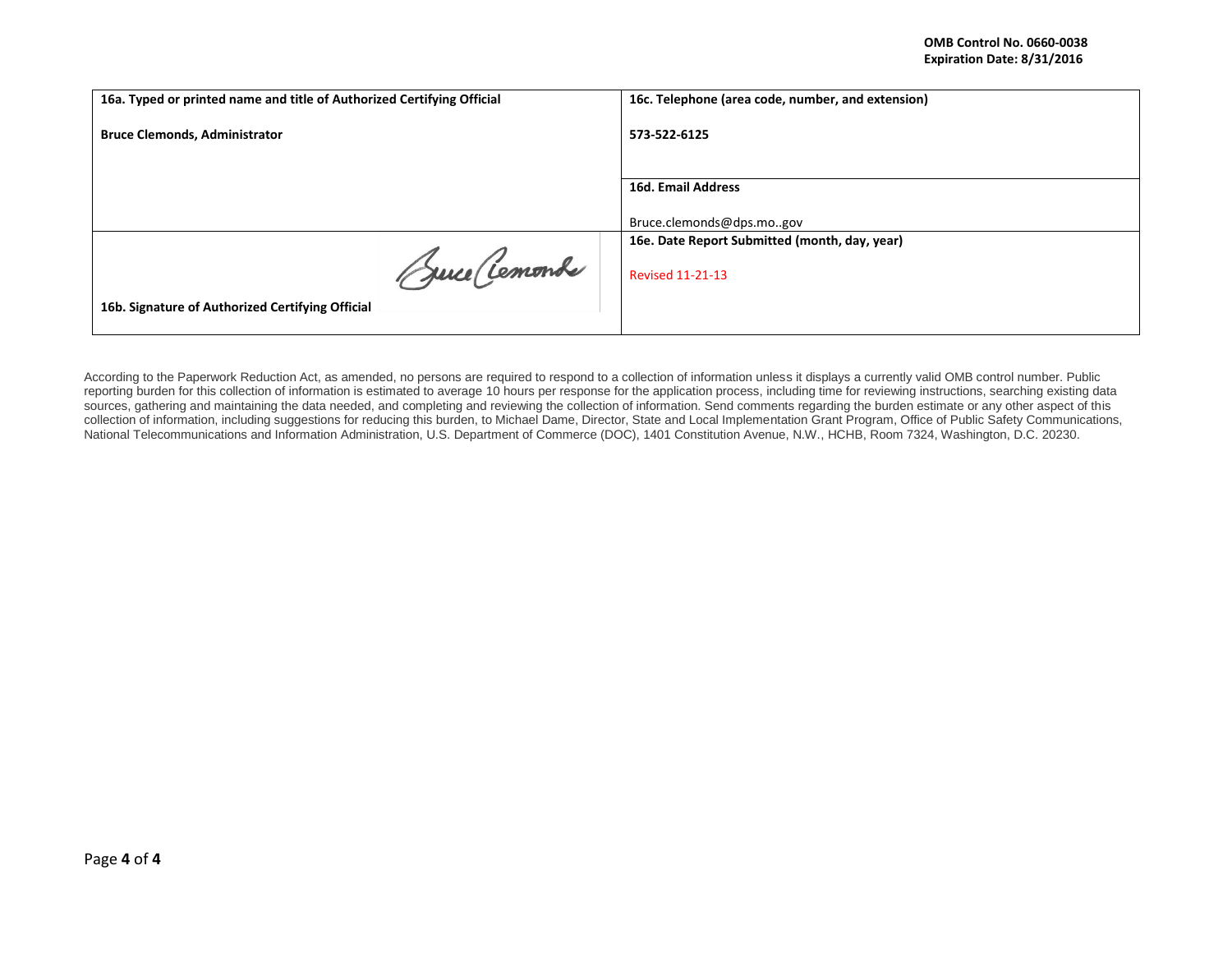**OMB Control No. 0660-0038**
**Expiration Date: 8/31/2016**

| | |
|---|---|
| **16a. Typed or printed name and title of Authorized Certifying Official**<br><br>**Bruce Clemonds, Administrator** | **16c. Telephone (area code, number, and extension)**<br><br>**573-522-6125** |
| | **16d. Email Address**<br><br>Bruce.clemonds@dps.mo..gov |
| **16b. Signature of Authorized Certifying Official** | **16e. Date Report Submitted (month, day, year)**<br><br>Revised 11-21-13 |

According to the Paperwork Reduction Act, as amended, no persons are required to respond to a collection of information unless it displays a currently valid OMB control number. Public reporting burden for this collection of information is estimated to average 10 hours per response for the application process, including time for reviewing instructions, searching existing data sources, gathering and maintaining the data needed, and completing and reviewing the collection of information. Send comments regarding the burden estimate or any other aspect of this collection of information, including suggestions for reducing this burden, to Michael Dame, Director, State and Local Implementation Grant Program, Office of Public Safety Communications, National Telecommunications and Information Administration, U.S. Department of Commerce (DOC), 1401 Constitution Avenue, N.W., HCHB, Room 7324, Washington, D.C. 20230.